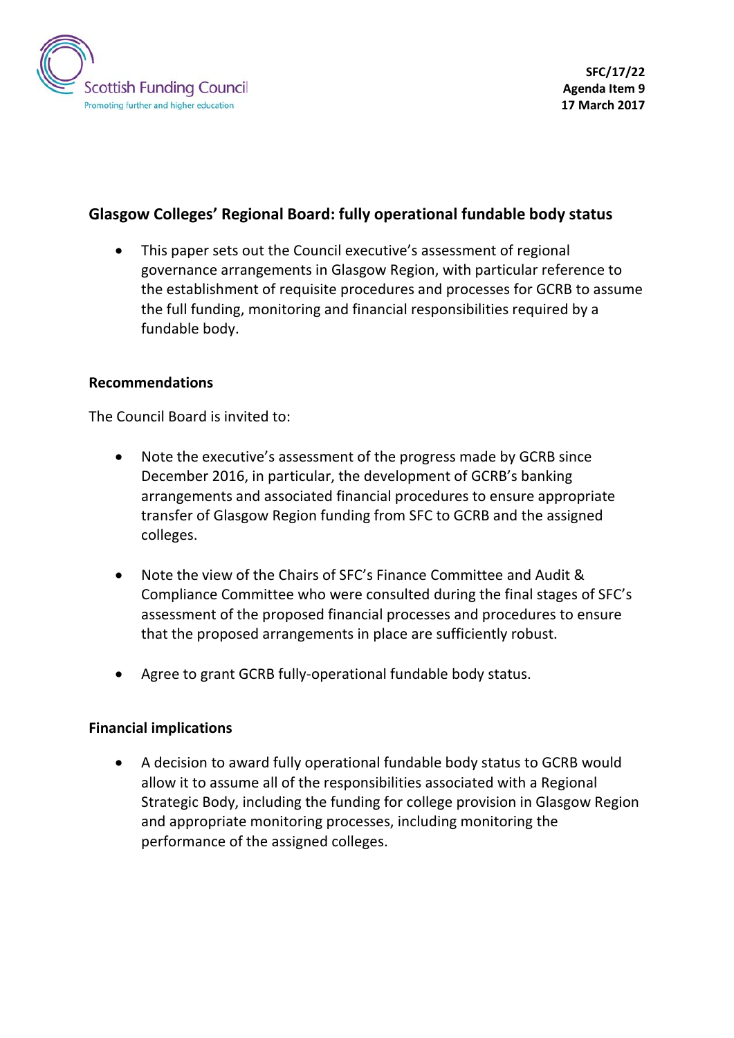Scottish Funding Council
Promoting further and higher education

**SFC/17/22**
**Agenda Item 9**
**17 March 2017**

## Glasgow Colleges' Regional Board: fully operational fundable body status

- This paper sets out the Council executive's assessment of regional governance arrangements in Glasgow Region, with particular reference to the establishment of requisite procedures and processes for GCRB to assume the full funding, monitoring and financial responsibilities required by a fundable body.

### Recommendations

The Council Board is invited to:

- Note the executive's assessment of the progress made by GCRB since December 2016, in particular, the development of GCRB's banking arrangements and associated financial procedures to ensure appropriate transfer of Glasgow Region funding from SFC to GCRB and the assigned colleges.

- Note the view of the Chairs of SFC's Finance Committee and Audit & Compliance Committee who were consulted during the final stages of SFC's assessment of the proposed financial processes and procedures to ensure that the proposed arrangements in place are sufficiently robust.

- Agree to grant GCRB fully-operational fundable body status.

### Financial implications

- A decision to award fully operational fundable body status to GCRB would allow it to assume all of the responsibilities associated with a Regional Strategic Body, including the funding for college provision in Glasgow Region and appropriate monitoring processes, including monitoring the performance of the assigned colleges.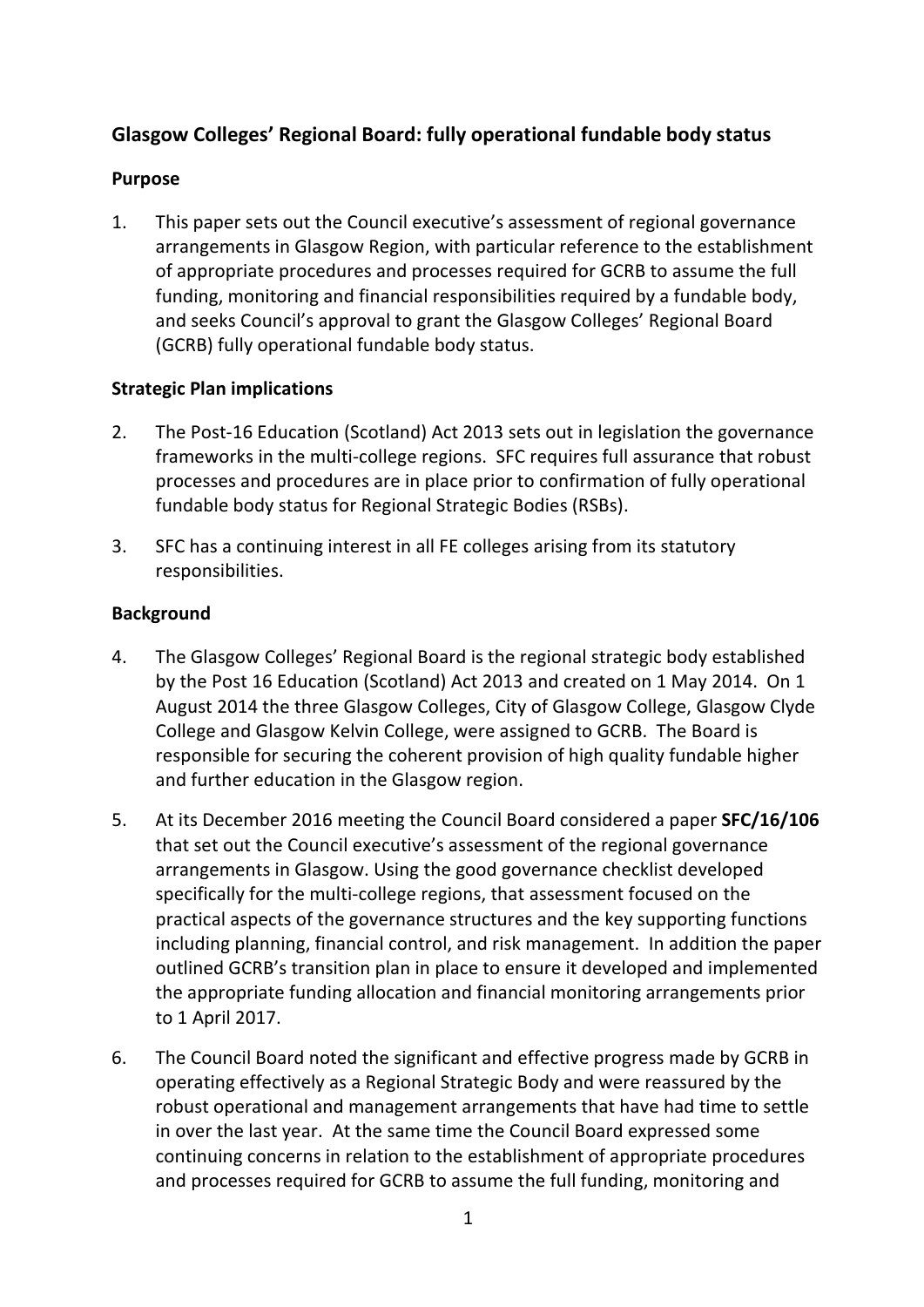## Glasgow Colleges' Regional Board: fully operational fundable body status

### Purpose

1. This paper sets out the Council executive's assessment of regional governance arrangements in Glasgow Region, with particular reference to the establishment of appropriate procedures and processes required for GCRB to assume the full funding, monitoring and financial responsibilities required by a fundable body, and seeks Council's approval to grant the Glasgow Colleges' Regional Board (GCRB) fully operational fundable body status.

### Strategic Plan implications

2. The Post-16 Education (Scotland) Act 2013 sets out in legislation the governance frameworks in the multi-college regions. SFC requires full assurance that robust processes and procedures are in place prior to confirmation of fully operational fundable body status for Regional Strategic Bodies (RSBs).

3. SFC has a continuing interest in all FE colleges arising from its statutory responsibilities.

### Background

4. The Glasgow Colleges' Regional Board is the regional strategic body established by the Post 16 Education (Scotland) Act 2013 and created on 1 May 2014. On 1 August 2014 the three Glasgow Colleges, City of Glasgow College, Glasgow Clyde College and Glasgow Kelvin College, were assigned to GCRB. The Board is responsible for securing the coherent provision of high quality fundable higher and further education in the Glasgow region.

5. At its December 2016 meeting the Council Board considered a paper **SFC/16/106** that set out the Council executive's assessment of the regional governance arrangements in Glasgow. Using the good governance checklist developed specifically for the multi-college regions, that assessment focused on the practical aspects of the governance structures and the key supporting functions including planning, financial control, and risk management. In addition the paper outlined GCRB's transition plan in place to ensure it developed and implemented the appropriate funding allocation and financial monitoring arrangements prior to 1 April 2017.

6. The Council Board noted the significant and effective progress made by GCRB in operating effectively as a Regional Strategic Body and were reassured by the robust operational and management arrangements that have had time to settle in over the last year. At the same time the Council Board expressed some continuing concerns in relation to the establishment of appropriate procedures and processes required for GCRB to assume the full funding, monitoring and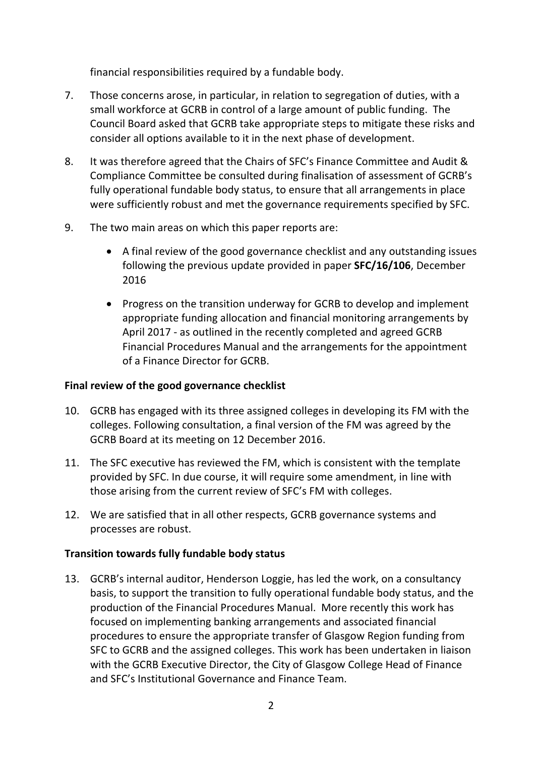financial responsibilities required by a fundable body.

7. Those concerns arose, in particular, in relation to segregation of duties, with a small workforce at GCRB in control of a large amount of public funding. The Council Board asked that GCRB take appropriate steps to mitigate these risks and consider all options available to it in the next phase of development.

8. It was therefore agreed that the Chairs of SFC's Finance Committee and Audit & Compliance Committee be consulted during finalisation of assessment of GCRB's fully operational fundable body status, to ensure that all arrangements in place were sufficiently robust and met the governance requirements specified by SFC.

9. The two main areas on which this paper reports are:

   - A final review of the good governance checklist and any outstanding issues following the previous update provided in paper **SFC/16/106**, December 2016
   - Progress on the transition underway for GCRB to develop and implement appropriate funding allocation and financial monitoring arrangements by April 2017 - as outlined in the recently completed and agreed GCRB Financial Procedures Manual and the arrangements for the appointment of a Finance Director for GCRB.

**Final review of the good governance checklist**

10. GCRB has engaged with its three assigned colleges in developing its FM with the colleges. Following consultation, a final version of the FM was agreed by the GCRB Board at its meeting on 12 December 2016.

11. The SFC executive has reviewed the FM, which is consistent with the template provided by SFC. In due course, it will require some amendment, in line with those arising from the current review of SFC's FM with colleges.

12. We are satisfied that in all other respects, GCRB governance systems and processes are robust.

**Transition towards fully fundable body status**

13. GCRB's internal auditor, Henderson Loggie, has led the work, on a consultancy basis, to support the transition to fully operational fundable body status, and the production of the Financial Procedures Manual. More recently this work has focused on implementing banking arrangements and associated financial procedures to ensure the appropriate transfer of Glasgow Region funding from SFC to GCRB and the assigned colleges. This work has been undertaken in liaison with the GCRB Executive Director, the City of Glasgow College Head of Finance and SFC's Institutional Governance and Finance Team.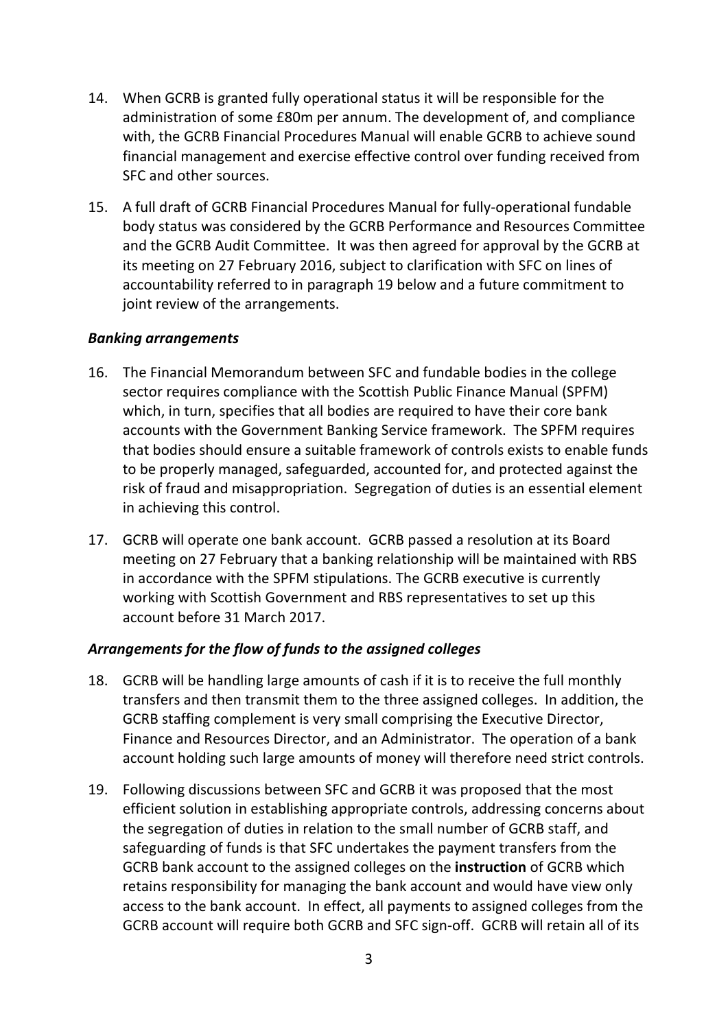14. When GCRB is granted fully operational status it will be responsible for the administration of some £80m per annum. The development of, and compliance with, the GCRB Financial Procedures Manual will enable GCRB to achieve sound financial management and exercise effective control over funding received from SFC and other sources.

15. A full draft of GCRB Financial Procedures Manual for fully-operational fundable body status was considered by the GCRB Performance and Resources Committee and the GCRB Audit Committee. It was then agreed for approval by the GCRB at its meeting on 27 February 2016, subject to clarification with SFC on lines of accountability referred to in paragraph 19 below and a future commitment to joint review of the arrangements.

### *Banking arrangements*

16. The Financial Memorandum between SFC and fundable bodies in the college sector requires compliance with the Scottish Public Finance Manual (SPFM) which, in turn, specifies that all bodies are required to have their core bank accounts with the Government Banking Service framework. The SPFM requires that bodies should ensure a suitable framework of controls exists to enable funds to be properly managed, safeguarded, accounted for, and protected against the risk of fraud and misappropriation. Segregation of duties is an essential element in achieving this control.

17. GCRB will operate one bank account. GCRB passed a resolution at its Board meeting on 27 February that a banking relationship will be maintained with RBS in accordance with the SPFM stipulations. The GCRB executive is currently working with Scottish Government and RBS representatives to set up this account before 31 March 2017.

### *Arrangements for the flow of funds to the assigned colleges*

18. GCRB will be handling large amounts of cash if it is to receive the full monthly transfers and then transmit them to the three assigned colleges. In addition, the GCRB staffing complement is very small comprising the Executive Director, Finance and Resources Director, and an Administrator. The operation of a bank account holding such large amounts of money will therefore need strict controls.

19. Following discussions between SFC and GCRB it was proposed that the most efficient solution in establishing appropriate controls, addressing concerns about the segregation of duties in relation to the small number of GCRB staff, and safeguarding of funds is that SFC undertakes the payment transfers from the GCRB bank account to the assigned colleges on the **instruction** of GCRB which retains responsibility for managing the bank account and would have view only access to the bank account. In effect, all payments to assigned colleges from the GCRB account will require both GCRB and SFC sign-off. GCRB will retain all of its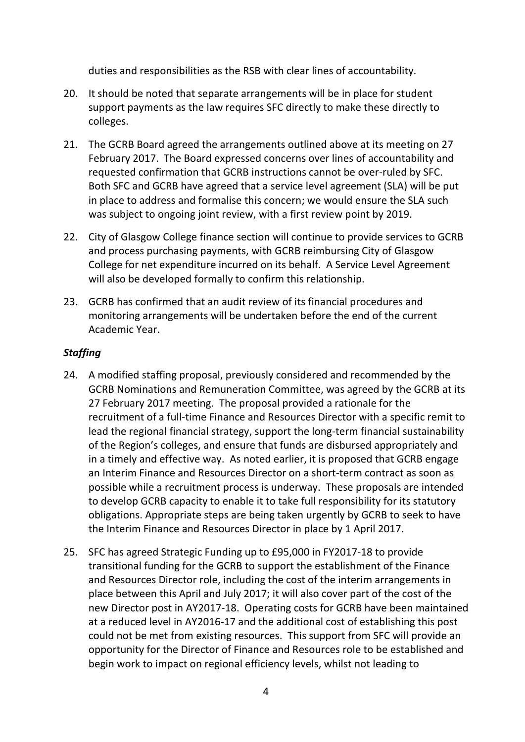duties and responsibilities as the RSB with clear lines of accountability.

20. It should be noted that separate arrangements will be in place for student support payments as the law requires SFC directly to make these directly to colleges.

21. The GCRB Board agreed the arrangements outlined above at its meeting on 27 February 2017. The Board expressed concerns over lines of accountability and requested confirmation that GCRB instructions cannot be over-ruled by SFC. Both SFC and GCRB have agreed that a service level agreement (SLA) will be put in place to address and formalise this concern; we would ensure the SLA such was subject to ongoing joint review, with a first review point by 2019.

22. City of Glasgow College finance section will continue to provide services to GCRB and process purchasing payments, with GCRB reimbursing City of Glasgow College for net expenditure incurred on its behalf. A Service Level Agreement will also be developed formally to confirm this relationship.

23. GCRB has confirmed that an audit review of its financial procedures and monitoring arrangements will be undertaken before the end of the current Academic Year.

***Staffing***

24. A modified staffing proposal, previously considered and recommended by the GCRB Nominations and Remuneration Committee, was agreed by the GCRB at its 27 February 2017 meeting. The proposal provided a rationale for the recruitment of a full-time Finance and Resources Director with a specific remit to lead the regional financial strategy, support the long-term financial sustainability of the Region's colleges, and ensure that funds are disbursed appropriately and in a timely and effective way. As noted earlier, it is proposed that GCRB engage an Interim Finance and Resources Director on a short-term contract as soon as possible while a recruitment process is underway. These proposals are intended to develop GCRB capacity to enable it to take full responsibility for its statutory obligations. Appropriate steps are being taken urgently by GCRB to seek to have the Interim Finance and Resources Director in place by 1 April 2017.

25. SFC has agreed Strategic Funding up to £95,000 in FY2017-18 to provide transitional funding for the GCRB to support the establishment of the Finance and Resources Director role, including the cost of the interim arrangements in place between this April and July 2017; it will also cover part of the cost of the new Director post in AY2017-18. Operating costs for GCRB have been maintained at a reduced level in AY2016-17 and the additional cost of establishing this post could not be met from existing resources. This support from SFC will provide an opportunity for the Director of Finance and Resources role to be established and begin work to impact on regional efficiency levels, whilst not leading to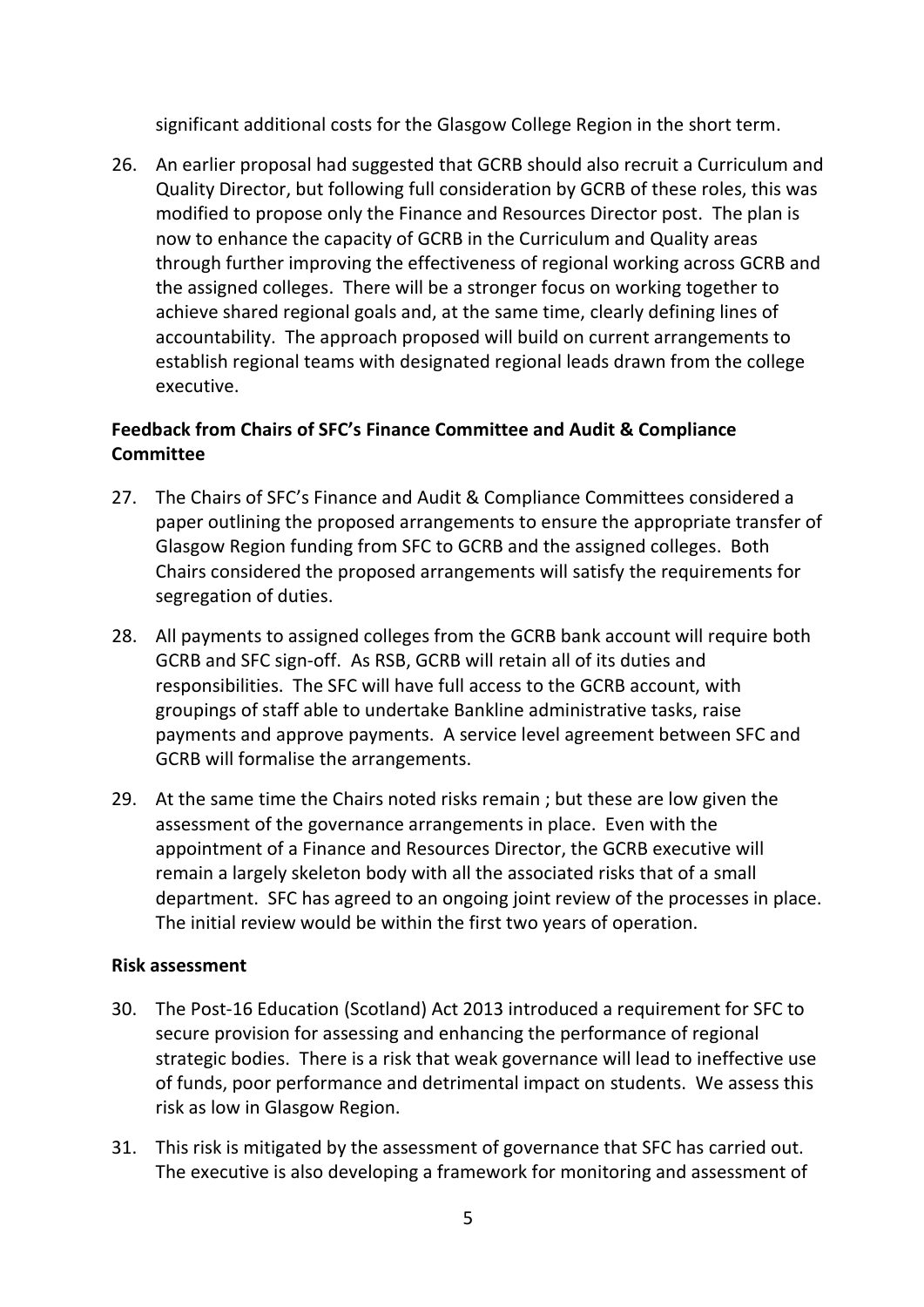significant additional costs for the Glasgow College Region in the short term.

26. An earlier proposal had suggested that GCRB should also recruit a Curriculum and Quality Director, but following full consideration by GCRB of these roles, this was modified to propose only the Finance and Resources Director post. The plan is now to enhance the capacity of GCRB in the Curriculum and Quality areas through further improving the effectiveness of regional working across GCRB and the assigned colleges. There will be a stronger focus on working together to achieve shared regional goals and, at the same time, clearly defining lines of accountability. The approach proposed will build on current arrangements to establish regional teams with designated regional leads drawn from the college executive.

**Feedback from Chairs of SFC's Finance Committee and Audit & Compliance Committee**

27. The Chairs of SFC's Finance and Audit & Compliance Committees considered a paper outlining the proposed arrangements to ensure the appropriate transfer of Glasgow Region funding from SFC to GCRB and the assigned colleges. Both Chairs considered the proposed arrangements will satisfy the requirements for segregation of duties.

28. All payments to assigned colleges from the GCRB bank account will require both GCRB and SFC sign-off. As RSB, GCRB will retain all of its duties and responsibilities. The SFC will have full access to the GCRB account, with groupings of staff able to undertake Bankline administrative tasks, raise payments and approve payments. A service level agreement between SFC and GCRB will formalise the arrangements.

29. At the same time the Chairs noted risks remain ; but these are low given the assessment of the governance arrangements in place. Even with the appointment of a Finance and Resources Director, the GCRB executive will remain a largely skeleton body with all the associated risks that of a small department. SFC has agreed to an ongoing joint review of the processes in place. The initial review would be within the first two years of operation.

**Risk assessment**

30. The Post-16 Education (Scotland) Act 2013 introduced a requirement for SFC to secure provision for assessing and enhancing the performance of regional strategic bodies. There is a risk that weak governance will lead to ineffective use of funds, poor performance and detrimental impact on students. We assess this risk as low in Glasgow Region.

31. This risk is mitigated by the assessment of governance that SFC has carried out. The executive is also developing a framework for monitoring and assessment of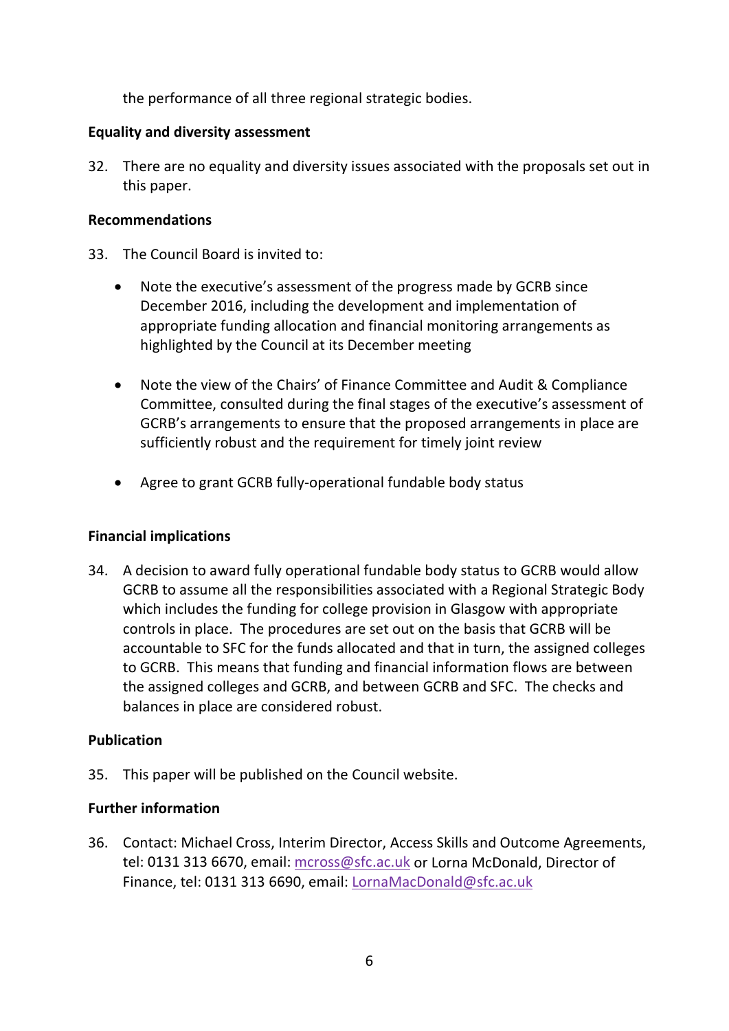the performance of all three regional strategic bodies.

**Equality and diversity assessment**

32. There are no equality and diversity issues associated with the proposals set out in this paper.

**Recommendations**

33. The Council Board is invited to:

- Note the executive's assessment of the progress made by GCRB since December 2016, including the development and implementation of appropriate funding allocation and financial monitoring arrangements as highlighted by the Council at its December meeting

- Note the view of the Chairs' of Finance Committee and Audit & Compliance Committee, consulted during the final stages of the executive's assessment of GCRB's arrangements to ensure that the proposed arrangements in place are sufficiently robust and the requirement for timely joint review

- Agree to grant GCRB fully-operational fundable body status

**Financial implications**

34. A decision to award fully operational fundable body status to GCRB would allow GCRB to assume all the responsibilities associated with a Regional Strategic Body which includes the funding for college provision in Glasgow with appropriate controls in place. The procedures are set out on the basis that GCRB will be accountable to SFC for the funds allocated and that in turn, the assigned colleges to GCRB. This means that funding and financial information flows are between the assigned colleges and GCRB, and between GCRB and SFC. The checks and balances in place are considered robust.

**Publication**

35. This paper will be published on the Council website.

**Further information**

36. Contact: Michael Cross, Interim Director, Access Skills and Outcome Agreements, tel: 0131 313 6670, email: mcross@sfc.ac.uk or Lorna McDonald, Director of Finance, tel: 0131 313 6690, email: LornaMacDonald@sfc.ac.uk